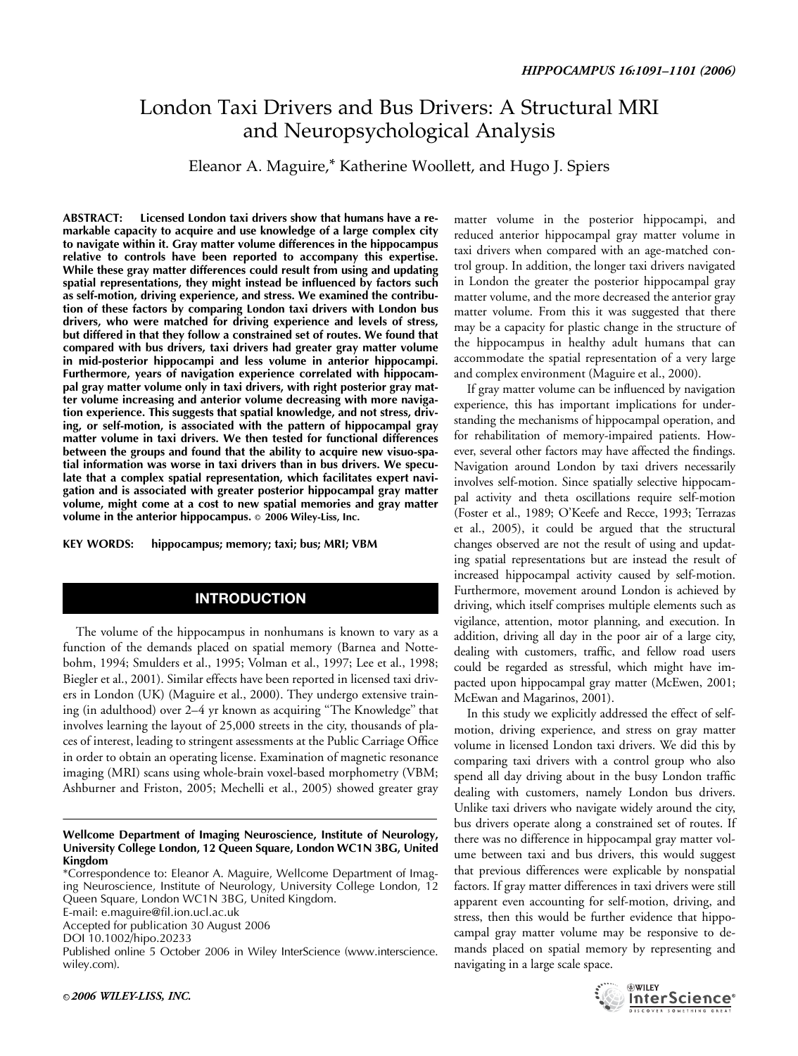# London Taxi Drivers and Bus Drivers: A Structural MRI and Neuropsychological Analysis

Eleanor A. Maguire,* Katherine Woollett, and Hugo J. Spiers

**ABSTRACT: Licensed London taxi drivers show that humans have a remarkable capacity to acquire and use knowledge of a large complex city to navigate within it. Gray matter volume differences in the hippocampus relative to controls have been reported to accompany this expertise. While these gray matter differences could result from using and updating spatial representations, they might instead be influenced by factors such as self-motion, driving experience, and stress. We examined the contribution of these factors by comparing London taxi drivers with London bus drivers, who were matched for driving experience and levels of stress, but differed in that they follow a constrained set of routes. We found that compared with bus drivers, taxi drivers had greater gray matter volume in mid-posterior hippocampi and less volume in anterior hippocampi. Furthermore, years of navigation experience correlated with hippocampal gray matter volume only in taxi drivers, with right posterior gray matter volume increasing and anterior volume decreasing with more navigation experience. This suggests that spatial knowledge, and not stress, driving, or self-motion, is associated with the pattern of hippocampal gray matter volume in taxi drivers. We then tested for functional differences between the groups and found that the ability to acquire new visuo-spatial information was worse in taxi drivers than in bus drivers. We speculate that a complex spatial representation, which facilitates expert navigation and is associated with greater posterior hippocampal gray matter volume, might come at a cost to new spatial memories and gray matter volume in the anterior hippocampus. © 2006 Wiley-Liss, Inc.**

**KEY WORDS:** hippocampus; memory; taxi; bus; MRI; VBM

## INTRODUCTION

The volume of the hippocampus in nonhumans is known to vary as a function of the demands placed on spatial memory (Barnea and Nottebohm, 1994; Smulders et al., 1995; Volman et al., 1997; Lee et al., 1998; Biegler et al., 2001). Similar effects have been reported in licensed taxi drivers in London (UK) (Maguire et al., 2000). They undergo extensive training (in adulthood) over 2–4 yr known as acquiring "The Knowledge" that involves learning the layout of 25,000 streets in the city, thousands of places of interest, leading to stringent assessments at the Public Carriage Office in order to obtain an operating license. Examination of magnetic resonance imaging (MRI) scans using whole-brain voxel-based morphometry (VBM; Ashburner and Friston, 2005; Mechelli et al., 2005) showed greater gray matter volume in the posterior hippocampi, and reduced anterior hippocampal gray matter volume in taxi drivers when compared with an age-matched control group. In addition, the longer taxi drivers navigated in London the greater the posterior hippocampal gray matter volume, and the more decreased the anterior gray matter volume. From this it was suggested that there may be a capacity for plastic change in the structure of the hippocampus in healthy adult humans that can accommodate the spatial representation of a very large and complex environment (Maguire et al., 2000).

If gray matter volume can be influenced by navigation experience, this has important implications for understanding the mechanisms of hippocampal operation, and for rehabilitation of memory-impaired patients. However, several other factors may have affected the findings. Navigation around London by taxi drivers necessarily involves self-motion. Since spatially selective hippocampal activity and theta oscillations require self-motion (Foster et al., 1989; O'Keefe and Recce, 1993; Terrazas et al., 2005), it could be argued that the structural changes observed are not the result of using and updating spatial representations but are instead the result of increased hippocampal activity caused by self-motion. Furthermore, movement around London is achieved by driving, which itself comprises multiple elements such as vigilance, attention, motor planning, and execution. In addition, driving all day in the poor air of a large city, dealing with customers, traffic, and fellow road users could be regarded as stressful, which might have impacted upon hippocampal gray matter (McEwen, 2001; McEwan and Magarinos, 2001).

In this study we explicitly addressed the effect of self-motion, driving experience, and stress on gray matter volume in licensed London taxi drivers. We did this by comparing taxi drivers with a control group who also spend all day driving about in the busy London traffic dealing with customers, namely London bus drivers. Unlike taxi drivers who navigate widely around the city, bus drivers operate along a constrained set of routes. If there was no difference in hippocampal gray matter volume between taxi and bus drivers, this would suggest that previous differences were explicable by nonspatial factors. If gray matter differences in taxi drivers were still apparent even accounting for self-motion, driving, and stress, then this would be further evidence that hippocampal gray matter volume may be responsive to demands placed on spatial memory by representing and navigating in a large scale space.

---

**Wellcome Department of Imaging Neuroscience, Institute of Neurology, University College London, 12 Queen Square, London WC1N 3BG, United Kingdom**

*Correspondence to: Eleanor A. Maguire, Wellcome Department of Imaging Neuroscience, Institute of Neurology, University College London, 12 Queen Square, London WC1N 3BG, United Kingdom.
E-mail: e.maguire@fil.ion.ucl.ac.uk
Accepted for publication 30 August 2006
DOI 10.1002/hipo.20233
Published online 5 October 2006 in Wiley InterScience (www.interscience.wiley.com).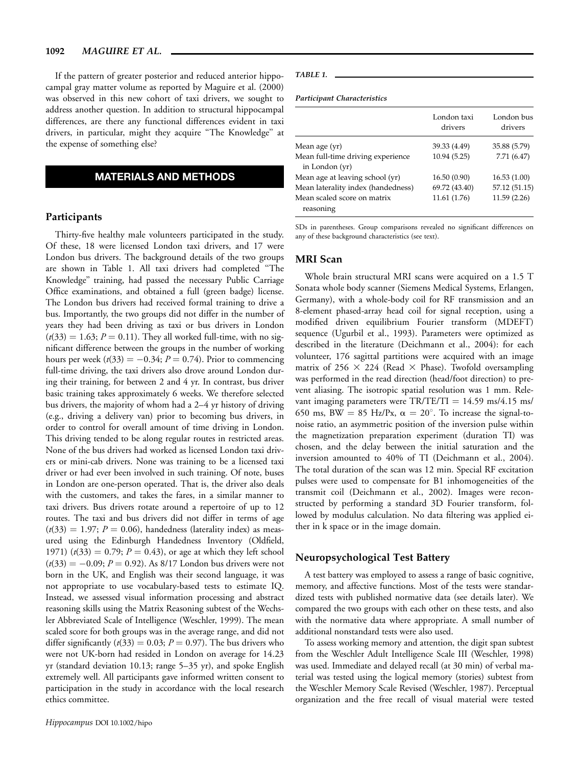If the pattern of greater posterior and reduced anterior hippocampal gray matter volume as reported by Maguire et al. (2000) was observed in this new cohort of taxi drivers, we sought to address another question. In addition to structural hippocampal differences, are there any functional differences evident in taxi drivers, in particular, might they acquire "The Knowledge" at the expense of something else?

## MATERIALS AND METHODS

### Participants

Thirty-five healthy male volunteers participated in the study. Of these, 18 were licensed London taxi drivers, and 17 were London bus drivers. The background details of the two groups are shown in Table 1. All taxi drivers had completed "The Knowledge" training, had passed the necessary Public Carriage Office examinations, and obtained a full (green badge) license. The London bus drivers had received formal training to drive a bus. Importantly, the two groups did not differ in the number of years they had been driving as taxi or bus drivers in London ($t(33) = 1.63$; $P = 0.11$). They all worked full-time, with no significant difference between the groups in the number of working hours per week ($t(33) = -0.34$; $P = 0.74$). Prior to commencing full-time driving, the taxi drivers also drove around London during their training, for between 2 and 4 yr. In contrast, bus driver basic training takes approximately 6 weeks. We therefore selected bus drivers, the majority of whom had a 2–4 yr history of driving (e.g., driving a delivery van) prior to becoming bus drivers, in order to control for overall amount of time driving in London. This driving tended to be along regular routes in restricted areas. None of the bus drivers had worked as licensed London taxi drivers or mini-cab drivers. None was training to be a licensed taxi driver or had ever been involved in such training. Of note, buses in London are one-person operated. That is, the driver also deals with the customers, and takes the fares, in a similar manner to taxi drivers. Bus drivers rotate around a repertoire of up to 12 routes. The taxi and bus drivers did not differ in terms of age ($t(33) = 1.97$; $P = 0.06$), handedness (laterality index) as measured using the Edinburgh Handedness Inventory (Oldfield, 1971) ($t(33) = 0.79$; $P = 0.43$), or age at which they left school ($t(33) = -0.09$; $P = 0.92$). As 8/17 London bus drivers were not born in the UK, and English was their second language, it was not appropriate to use vocabulary-based tests to estimate IQ. Instead, we assessed visual information processing and abstract reasoning skills using the Matrix Reasoning subtest of the Wechsler Abbreviated Scale of Intelligence (Weschler, 1999). The mean scaled score for both groups was in the average range, and did not differ significantly ($t(33) = 0.03$; $P = 0.97$). The bus drivers who were not UK-born had resided in London on average for 14.23 yr (standard deviation 10.13; range 5–35 yr), and spoke English extremely well. All participants gave informed written consent to participation in the study in accordance with the local research ethics committee.

*TABLE 1.*

***Participant Characteristics***

| | London taxi drivers | London bus drivers |
|---|---|---|
| Mean age (yr) | 39.33 (4.49) | 35.88 (5.79) |
| Mean full-time driving experience in London (yr) | 10.94 (5.25) | 7.71 (6.47) |
| Mean age at leaving school (yr) | 16.50 (0.90) | 16.53 (1.00) |
| Mean laterality index (handedness) | 69.72 (43.40) | 57.12 (51.15) |
| Mean scaled score on matrix reasoning | 11.61 (1.76) | 11.59 (2.26) |

SDs in parentheses. Group comparisons revealed no significant differences on any of these background characteristics (see text).

### MRI Scan

Whole brain structural MRI scans were acquired on a 1.5 T Sonata whole body scanner (Siemens Medical Systems, Erlangen, Germany), with a whole-body coil for RF transmission and an 8-element phased-array head coil for signal reception, using a modified driven equilibrium Fourier transform (MDEFT) sequence (Ugurbil et al., 1993). Parameters were optimized as described in the literature (Deichmann et al., 2004): for each volunteer, 176 sagittal partitions were acquired with an image matrix of 256 × 224 (Read × Phase). Twofold oversampling was performed in the read direction (head/foot direction) to prevent aliasing. The isotropic spatial resolution was 1 mm. Relevant imaging parameters were TR/TE/TI = 14.59 ms/4.15 ms/650 ms, BW = 85 Hz/Px, $\alpha = 20°$. To increase the signal-to-noise ratio, an asymmetric position of the inversion pulse within the magnetization preparation experiment (duration TI) was chosen, and the delay between the initial saturation and the inversion amounted to 40% of TI (Deichmann et al., 2004). The total duration of the scan was 12 min. Special RF excitation pulses were used to compensate for B1 inhomogeneities of the transmit coil (Deichmann et al., 2002). Images were reconstructed by performing a standard 3D Fourier transform, followed by modulus calculation. No data filtering was applied either in k space or in the image domain.

### Neuropsychological Test Battery

A test battery was employed to assess a range of basic cognitive, memory, and affective functions. Most of the tests were standardized tests with published normative data (see details later). We compared the two groups with each other on these tests, and also with the normative data where appropriate. A small number of additional nonstandard tests were also used.

To assess working memory and attention, the digit span subtest from the Weschler Adult Intelligence Scale III (Weschler, 1998) was used. Immediate and delayed recall (at 30 min) of verbal material was tested using the logical memory (stories) subtest from the Weschler Memory Scale Revised (Weschler, 1987). Perceptual organization and the free recall of visual material were tested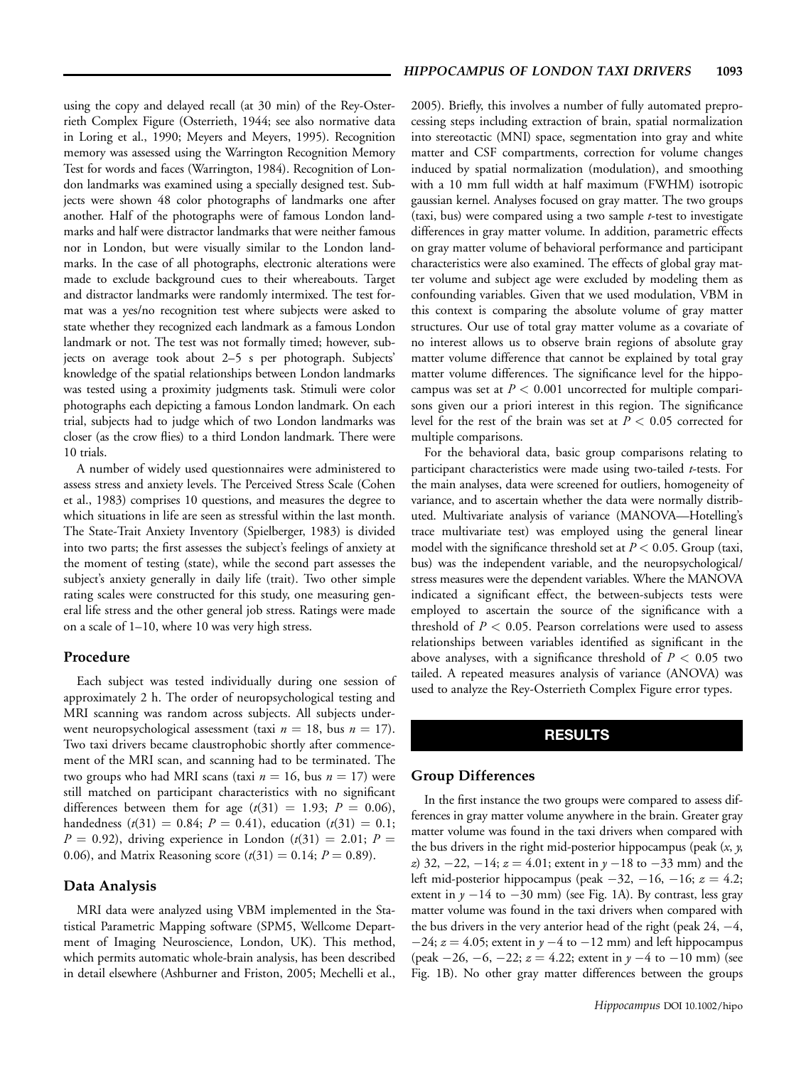using the copy and delayed recall (at 30 min) of the Rey-Osterrieth Complex Figure (Osterrieth, 1944; see also normative data in Loring et al., 1990; Meyers and Meyers, 1995). Recognition memory was assessed using the Warrington Recognition Memory Test for words and faces (Warrington, 1984). Recognition of London landmarks was examined using a specially designed test. Subjects were shown 48 color photographs of landmarks one after another. Half of the photographs were of famous London landmarks and half were distractor landmarks that were neither famous nor in London, but were visually similar to the London landmarks. In the case of all photographs, electronic alterations were made to exclude background cues to their whereabouts. Target and distractor landmarks were randomly intermixed. The test format was a yes/no recognition test where subjects were asked to state whether they recognized each landmark as a famous London landmark or not. The test was not formally timed; however, subjects on average took about 2–5 s per photograph. Subjects' knowledge of the spatial relationships between London landmarks was tested using a proximity judgments task. Stimuli were color photographs each depicting a famous London landmark. On each trial, subjects had to judge which of two London landmarks was closer (as the crow flies) to a third London landmark. There were 10 trials.

A number of widely used questionnaires were administered to assess stress and anxiety levels. The Perceived Stress Scale (Cohen et al., 1983) comprises 10 questions, and measures the degree to which situations in life are seen as stressful within the last month. The State-Trait Anxiety Inventory (Spielberger, 1983) is divided into two parts; the first assesses the subject's feelings of anxiety at the moment of testing (state), while the second part assesses the subject's anxiety generally in daily life (trait). Two other simple rating scales were constructed for this study, one measuring general life stress and the other general job stress. Ratings were made on a scale of 1–10, where 10 was very high stress.

## Procedure

Each subject was tested individually during one session of approximately 2 h. The order of neuropsychological testing and MRI scanning was random across subjects. All subjects underwent neuropsychological assessment (taxi $n = 18$, bus $n = 17$). Two taxi drivers became claustrophobic shortly after commencement of the MRI scan, and scanning had to be terminated. The two groups who had MRI scans (taxi $n = 16$, bus $n = 17$) were still matched on participant characteristics with no significant differences between them for age ($t(31) = 1.93$; $P = 0.06$), handedness ($t(31) = 0.84$; $P = 0.41$), education ($t(31) = 0.1$; $P = 0.92$), driving experience in London ($t(31) = 2.01$; $P = 0.06$), and Matrix Reasoning score ($t(31) = 0.14$; $P = 0.89$).

## Data Analysis

MRI data were analyzed using VBM implemented in the Statistical Parametric Mapping software (SPM5, Wellcome Department of Imaging Neuroscience, London, UK). This method, which permits automatic whole-brain analysis, has been described in detail elsewhere (Ashburner and Friston, 2005; Mechelli et al., 2005). Briefly, this involves a number of fully automated preprocessing steps including extraction of brain, spatial normalization into stereotactic (MNI) space, segmentation into gray and white matter and CSF compartments, correction for volume changes induced by spatial normalization (modulation), and smoothing with a 10 mm full width at half maximum (FWHM) isotropic gaussian kernel. Analyses focused on gray matter. The two groups (taxi, bus) were compared using a two sample *t*-test to investigate differences in gray matter volume. In addition, parametric effects on gray matter volume of behavioral performance and participant characteristics were also examined. The effects of global gray matter volume and subject age were excluded by modeling them as confounding variables. Given that we used modulation, VBM in this context is comparing the absolute volume of gray matter structures. Our use of total gray matter volume as a covariate of no interest allows us to observe brain regions of absolute gray matter volume difference that cannot be explained by total gray matter volume differences. The significance level for the hippocampus was set at $P < 0.001$ uncorrected for multiple comparisons given our a priori interest in this region. The significance level for the rest of the brain was set at $P < 0.05$ corrected for multiple comparisons.

For the behavioral data, basic group comparisons relating to participant characteristics were made using two-tailed *t*-tests. For the main analyses, data were screened for outliers, homogeneity of variance, and to ascertain whether the data were normally distributed. Multivariate analysis of variance (MANOVA—Hotelling's trace multivariate test) was employed using the general linear model with the significance threshold set at $P < 0.05$. Group (taxi, bus) was the independent variable, and the neuropsychological/stress measures were the dependent variables. Where the MANOVA indicated a significant effect, the between-subjects tests were employed to ascertain the source of the significance with a threshold of $P < 0.05$. Pearson correlations were used to assess relationships between variables identified as significant in the above analyses, with a significance threshold of $P < 0.05$ two tailed. A repeated measures analysis of variance (ANOVA) was used to analyze the Rey-Osterrieth Complex Figure error types.

# RESULTS

## Group Differences

In the first instance the two groups were compared to assess differences in gray matter volume anywhere in the brain. Greater gray matter volume was found in the taxi drivers when compared with the bus drivers in the right mid-posterior hippocampus (peak ($x$, $y$, $z$) 32, −22, −14; $z = 4.01$; extent in $y$ −18 to −33 mm) and the left mid-posterior hippocampus (peak −32, −16, −16; $z = 4.2$; extent in $y$ −14 to −30 mm) (see Fig. 1A). By contrast, less gray matter volume was found in the taxi drivers when compared with the bus drivers in the very anterior head of the right (peak 24, −4, −24; $z = 4.05$; extent in $y$ −4 to −12 mm) and left hippocampus (peak −26, −6, −22; $z = 4.22$; extent in $y$ −4 to −10 mm) (see Fig. 1B). No other gray matter differences between the groups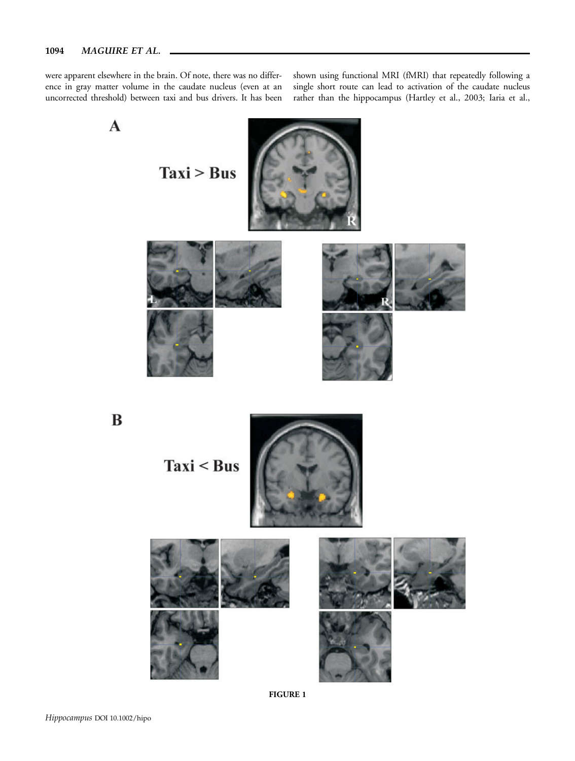were apparent elsewhere in the brain. Of note, there was no difference in gray matter volume in the caudate nucleus (even at an uncorrected threshold) between taxi and bus drivers. It has been shown using functional MRI (fMRI) that repeatedly following a single short route can lead to activation of the caudate nucleus rather than the hippocampus (Hartley et al., 2003; Iaria et al.,

**FIGURE 1**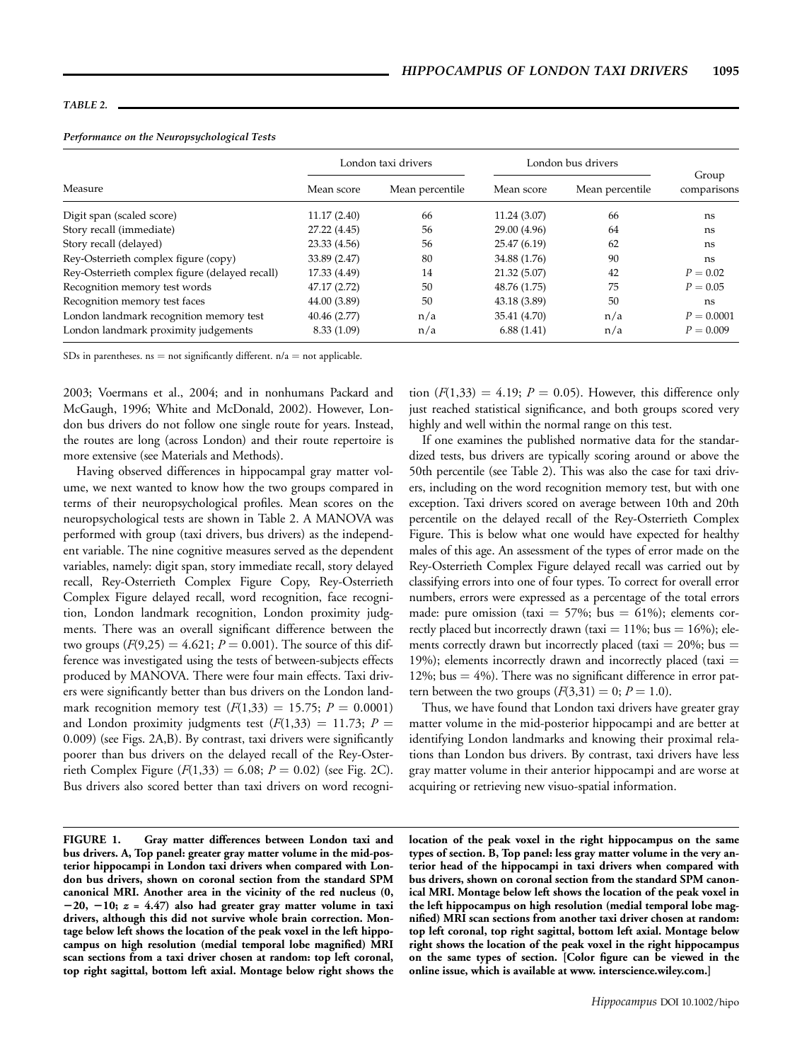*TABLE 2.*

*Performance on the Neuropsychological Tests*

| Measure | London taxi drivers | | London bus drivers | | Group comparisons |
|---|---|---|---|---|---|
| | Mean score | Mean percentile | Mean score | Mean percentile | |
| Digit span (scaled score) | 11.17 (2.40) | 66 | 11.24 (3.07) | 66 | ns |
| Story recall (immediate) | 27.22 (4.45) | 56 | 29.00 (4.96) | 64 | ns |
| Story recall (delayed) | 23.33 (4.56) | 56 | 25.47 (6.19) | 62 | ns |
| Rey-Osterrieth complex figure (copy) | 33.89 (2.47) | 80 | 34.88 (1.76) | 90 | ns |
| Rey-Osterrieth complex figure (delayed recall) | 17.33 (4.49) | 14 | 21.32 (5.07) | 42 | $P = 0.02$ |
| Recognition memory test words | 47.17 (2.72) | 50 | 48.76 (1.75) | 75 | $P = 0.05$ |
| Recognition memory test faces | 44.00 (3.89) | 50 | 43.18 (3.89) | 50 | ns |
| London landmark recognition memory test | 40.46 (2.77) | n/a | 35.41 (4.70) | n/a | $P = 0.0001$ |
| London landmark proximity judgements | 8.33 (1.09) | n/a | 6.88 (1.41) | n/a | $P = 0.009$ |

SDs in parentheses. ns = not significantly different. n/a = not applicable.

2003; Voermans et al., 2004; and in nonhumans Packard and McGaugh, 1996; White and McDonald, 2002). However, London bus drivers do not follow one single route for years. Instead, the routes are long (across London) and their route repertoire is more extensive (see Materials and Methods).

Having observed differences in hippocampal gray matter volume, we next wanted to know how the two groups compared in terms of their neuropsychological profiles. Mean scores on the neuropsychological tests are shown in Table 2. A MANOVA was performed with group (taxi drivers, bus drivers) as the independent variable. The nine cognitive measures served as the dependent variables, namely: digit span, story immediate recall, story delayed recall, Rey-Osterrieth Complex Figure Copy, Rey-Osterrieth Complex Figure delayed recall, word recognition, face recognition, London landmark recognition, London proximity judgments. There was an overall significant difference between the two groups ($F(9,25) = 4.621$; $P = 0.001$). The source of this difference was investigated using the tests of between-subjects effects produced by MANOVA. There were four main effects. Taxi drivers were significantly better than bus drivers on the London landmark recognition memory test ($F(1,33) = 15.75$; $P = 0.0001$) and London proximity judgments test ($F(1,33) = 11.73$; $P = 0.009$) (see Figs. 2A,B). By contrast, taxi drivers were significantly poorer than bus drivers on the delayed recall of the Rey-Osterrieth Complex Figure ($F(1,33) = 6.08$; $P = 0.02$) (see Fig. 2C). Bus drivers also scored better than taxi drivers on word recognition ($F(1,33) = 4.19$; $P = 0.05$). However, this difference only just reached statistical significance, and both groups scored very highly and well within the normal range on this test.

If one examines the published normative data for the standardized tests, bus drivers are typically scoring around or above the 50th percentile (see Table 2). This was also the case for taxi drivers, including on the word recognition memory test, but with one exception. Taxi drivers scored on average between 10th and 20th percentile on the delayed recall of the Rey-Osterrieth Complex Figure. This is below what one would have expected for healthy males of this age. An assessment of the types of error made on the Rey-Osterrieth Complex Figure delayed recall was carried out by classifying errors into one of four types. To correct for overall error numbers, errors were expressed as a percentage of the total errors made: pure omission (taxi = 57%; bus = 61%); elements correctly placed but incorrectly drawn (taxi = 11%; bus = 16%); elements correctly drawn but incorrectly placed (taxi = 20%; bus = 19%); elements incorrectly drawn and incorrectly placed (taxi = 12%; bus = 4%). There was no significant difference in error pattern between the two groups ($F(3,31) = 0$; $P = 1.0$).

Thus, we have found that London taxi drivers have greater gray matter volume in the mid-posterior hippocampi and are better at identifying London landmarks and knowing their proximal relations than London bus drivers. By contrast, taxi drivers have less gray matter volume in their anterior hippocampi and are worse at acquiring or retrieving new visuo-spatial information.

**FIGURE 1. Gray matter differences between London taxi and bus drivers. A, Top panel: greater gray matter volume in the mid-posterior hippocampi in London taxi drivers when compared with London bus drivers, shown on coronal section from the standard SPM canonical MRI. Another area in the vicinity of the red nucleus (0, −20, −10; $z = 4.47$) also had greater gray matter volume in taxi drivers, although this did not survive whole brain correction. Montage below left shows the location of the peak voxel in the left hippocampus on high resolution (medial temporal lobe magnified) MRI scan sections from a taxi driver chosen at random: top left coronal, top right sagittal, bottom left axial. Montage below right shows the location of the peak voxel in the right hippocampus on the same types of section. B, Top panel: less gray matter volume in the very anterior head of the hippocampi in taxi drivers when compared with bus drivers, shown on coronal section from the standard SPM canonical MRI. Montage below left shows the location of the peak voxel in the left hippocampus on high resolution (medial temporal lobe magnified) MRI scan sections from another taxi driver chosen at random: top left coronal, top right sagittal, bottom left axial. Montage below right shows the location of the peak voxel in the right hippocampus on the same types of section. [Color figure can be viewed in the online issue, which is available at www. interscience.wiley.com.]**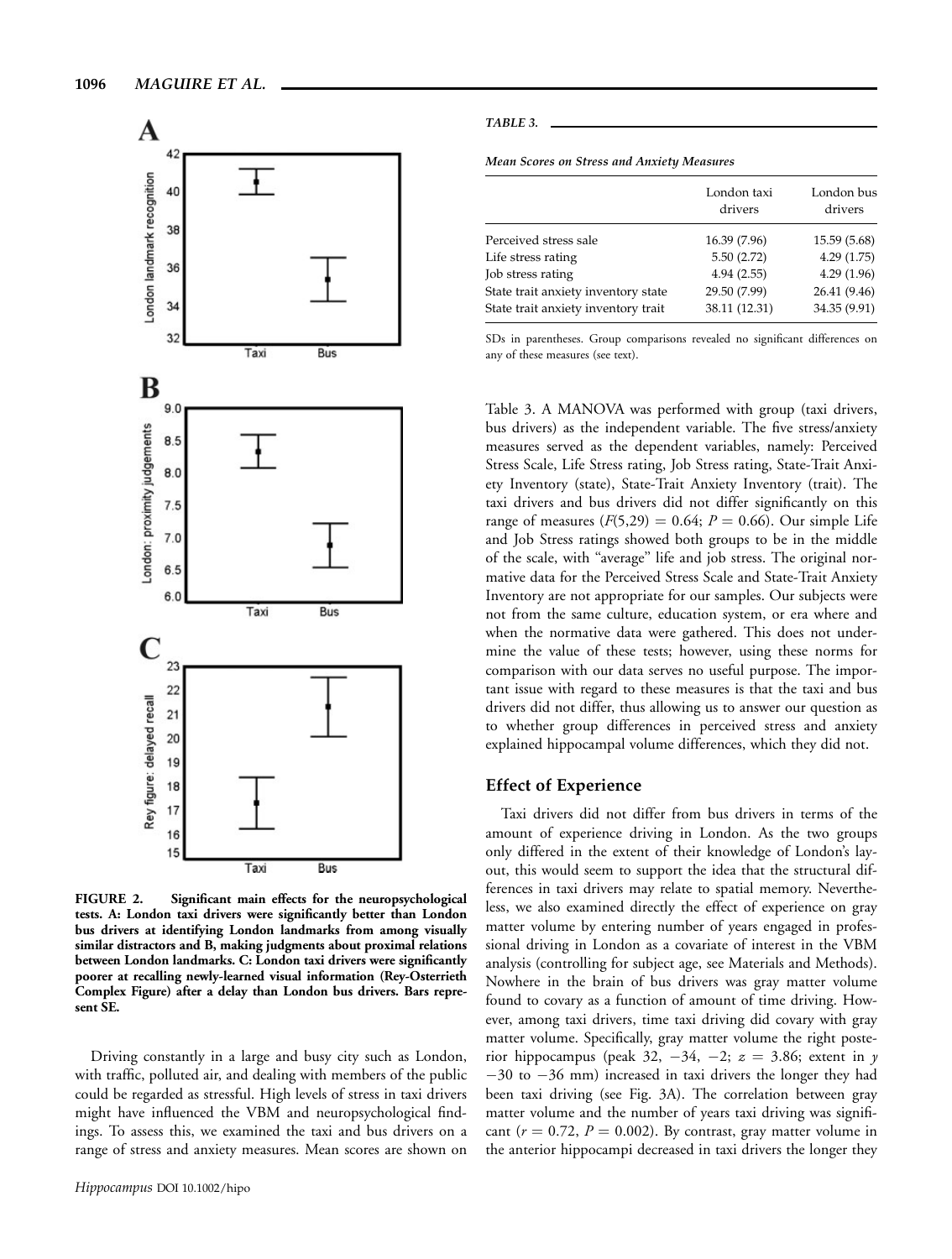FIGURE 2. Significant main effects for the neuropsychological tests. A: London taxi drivers were significantly better than London bus drivers at identifying London landmarks from among visually similar distractors and B, making judgments about proximal relations between London landmarks. C: London taxi drivers were significantly poorer at recalling newly-learned visual information (Rey-Osterrieth Complex Figure) after a delay than London bus drivers. Bars represent SE.

Driving constantly in a large and busy city such as London, with traffic, polluted air, and dealing with members of the public could be regarded as stressful. High levels of stress in taxi drivers might have influenced the VBM and neuropsychological findings. To assess this, we examined the taxi and bus drivers on a range of stress and anxiety measures. Mean scores are shown on Table 3. A MANOVA was performed with group (taxi drivers, bus drivers) as the independent variable. The five stress/anxiety measures served as the dependent variables, namely: Perceived Stress Scale, Life Stress rating, Job Stress rating, State-Trait Anxiety Inventory (state), State-Trait Anxiety Inventory (trait). The taxi drivers and bus drivers did not differ significantly on this range of measures ($F(5,29) = 0.64$; $P = 0.66$). Our simple Life and Job Stress ratings showed both groups to be in the middle of the scale, with "average" life and job stress. The original normative data for the Perceived Stress Scale and State-Trait Anxiety Inventory are not appropriate for our samples. Our subjects were not from the same culture, education system, or era where and when the normative data were gathered. This does not undermine the value of these tests; however, using these norms for comparison with our data serves no useful purpose. The important issue with regard to these measures is that the taxi and bus drivers did not differ, thus allowing us to answer our question as to whether group differences in perceived stress and anxiety explained hippocampal volume differences, which they did not.

*TABLE 3.*

***Mean Scores on Stress and Anxiety Measures***

| | London taxi drivers | London bus drivers |
|---|---|---|
| Perceived stress sale | 16.39 (7.96) | 15.59 (5.68) |
| Life stress rating | 5.50 (2.72) | 4.29 (1.75) |
| Job stress rating | 4.94 (2.55) | 4.29 (1.96) |
| State trait anxiety inventory state | 29.50 (7.99) | 26.41 (9.46) |
| State trait anxiety inventory trait | 38.11 (12.31) | 34.35 (9.91) |

SDs in parentheses. Group comparisons revealed no significant differences on any of these measures (see text).

## Effect of Experience

Taxi drivers did not differ from bus drivers in terms of the amount of experience driving in London. As the two groups only differed in the extent of their knowledge of London's layout, this would seem to support the idea that the structural differences in taxi drivers may relate to spatial memory. Nevertheless, we also examined directly the effect of experience on gray matter volume by entering number of years engaged in professional driving in London as a covariate of interest in the VBM analysis (controlling for subject age, see Materials and Methods). Nowhere in the brain of bus drivers was gray matter volume found to covary as a function of amount of time driving. However, among taxi drivers, time taxi driving did covary with gray matter volume. Specifically, gray matter volume the right posterior hippocampus (peak 32, −34, −2; $z = 3.86$; extent in $y$ −30 to −36 mm) increased in taxi drivers the longer they had been taxi driving (see Fig. 3A). The correlation between gray matter volume and the number of years taxi driving was significant ($r = 0.72$, $P = 0.002$). By contrast, gray matter volume in the anterior hippocampi decreased in taxi drivers the longer they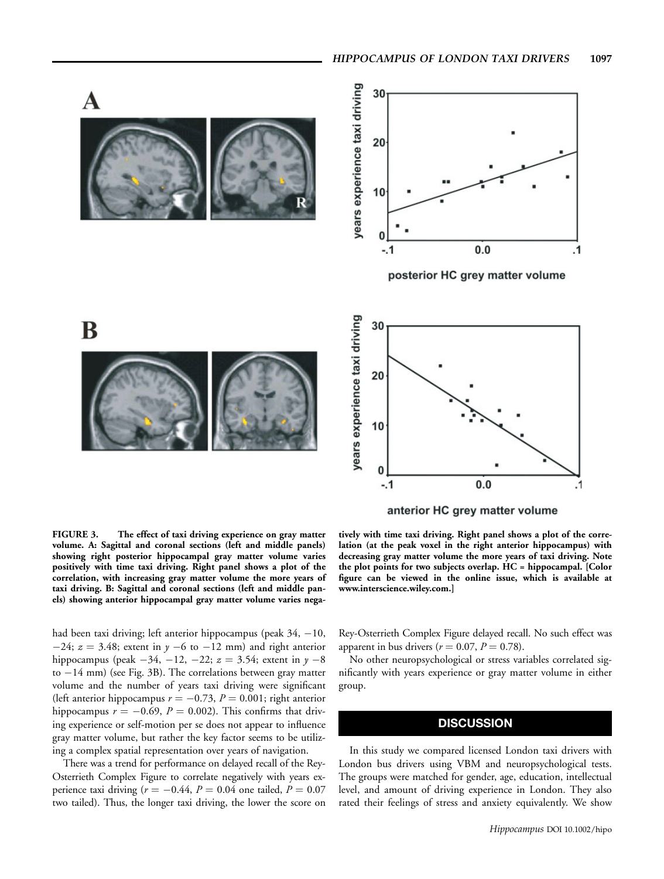FIGURE 3. The effect of taxi driving experience on gray matter volume. A: Sagittal and coronal sections (left and middle panels) showing right posterior hippocampal gray matter volume varies positively with time taxi driving. Right panel shows a plot of the correlation, with increasing gray matter volume the more years of taxi driving. B: Sagittal and coronal sections (left and middle panels) showing anterior hippocampal gray matter volume varies negatively with time taxi driving. Right panel shows a plot of the correlation (at the peak voxel in the right anterior hippocampus) with decreasing gray matter volume the more years of taxi driving. Note the plot points for two subjects overlap. HC = hippocampal. [Color figure can be viewed in the online issue, which is available at www.interscience.wiley.com.]

had been taxi driving; left anterior hippocampus (peak 34, −10, −24; $z = 3.48$; extent in $y$ −6 to −12 mm) and right anterior hippocampus (peak −34, −12, −22; $z = 3.54$; extent in $y$ −8 to −14 mm) (see Fig. 3B). The correlations between gray matter volume and the number of years taxi driving were significant (left anterior hippocampus $r = -0.73$, $P = 0.001$; right anterior hippocampus $r = -0.69$, $P = 0.002$). This confirms that driving experience or self-motion per se does not appear to influence gray matter volume, but rather the key factor seems to be utilizing a complex spatial representation over years of navigation.

There was a trend for performance on delayed recall of the Rey-Osterrieth Complex Figure to correlate negatively with years experience taxi driving ($r = -0.44$, $P = 0.04$ one tailed, $P = 0.07$ two tailed). Thus, the longer taxi driving, the lower the score on Rey-Osterrieth Complex Figure delayed recall. No such effect was apparent in bus drivers ($r = 0.07$, $P = 0.78$).

No other neuropsychological or stress variables correlated significantly with years experience or gray matter volume in either group.

## DISCUSSION

In this study we compared licensed London taxi drivers with London bus drivers using VBM and neuropsychological tests. The groups were matched for gender, age, education, intellectual level, and amount of driving experience in London. They also rated their feelings of stress and anxiety equivalently. We show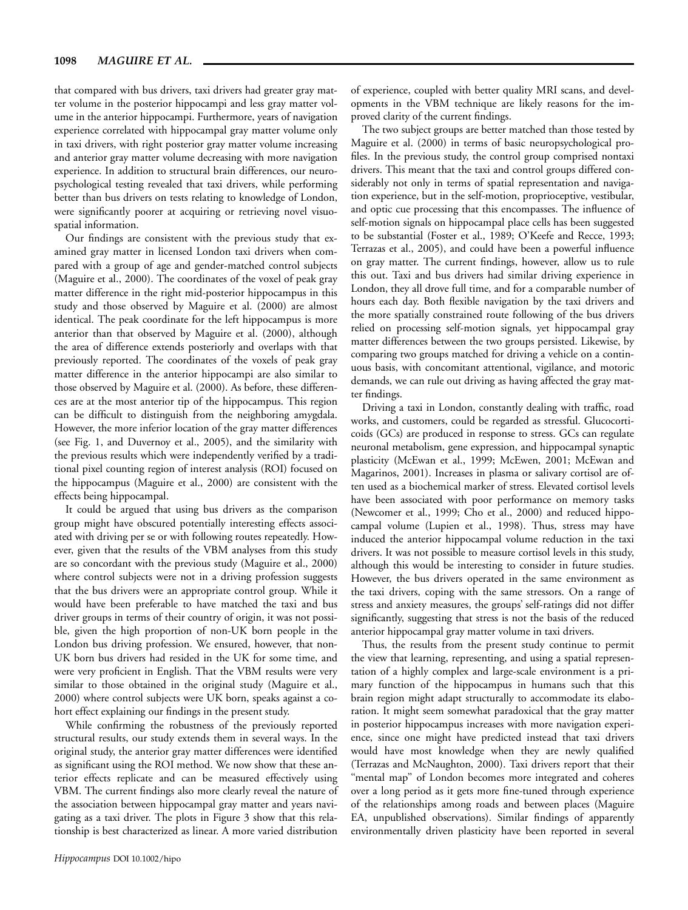that compared with bus drivers, taxi drivers had greater gray matter volume in the posterior hippocampi and less gray matter volume in the anterior hippocampi. Furthermore, years of navigation experience correlated with hippocampal gray matter volume only in taxi drivers, with right posterior gray matter volume increasing and anterior gray matter volume decreasing with more navigation experience. In addition to structural brain differences, our neuropsychological testing revealed that taxi drivers, while performing better than bus drivers on tests relating to knowledge of London, were significantly poorer at acquiring or retrieving novel visuospatial information.

Our findings are consistent with the previous study that examined gray matter in licensed London taxi drivers when compared with a group of age and gender-matched control subjects (Maguire et al., 2000). The coordinates of the voxel of peak gray matter difference in the right mid-posterior hippocampus in this study and those observed by Maguire et al. (2000) are almost identical. The peak coordinate for the left hippocampus is more anterior than that observed by Maguire et al. (2000), although the area of difference extends posteriorly and overlaps with that previously reported. The coordinates of the voxels of peak gray matter difference in the anterior hippocampi are also similar to those observed by Maguire et al. (2000). As before, these differences are at the most anterior tip of the hippocampus. This region can be difficult to distinguish from the neighboring amygdala. However, the more inferior location of the gray matter differences (see Fig. 1, and Duvernoy et al., 2005), and the similarity with the previous results which were independently verified by a traditional pixel counting region of interest analysis (ROI) focused on the hippocampus (Maguire et al., 2000) are consistent with the effects being hippocampal.

It could be argued that using bus drivers as the comparison group might have obscured potentially interesting effects associated with driving per se or with following routes repeatedly. However, given that the results of the VBM analyses from this study are so concordant with the previous study (Maguire et al., 2000) where control subjects were not in a driving profession suggests that the bus drivers were an appropriate control group. While it would have been preferable to have matched the taxi and bus driver groups in terms of their country of origin, it was not possible, given the high proportion of non-UK born people in the London bus driving profession. We ensured, however, that non-UK born bus drivers had resided in the UK for some time, and were very proficient in English. That the VBM results were very similar to those obtained in the original study (Maguire et al., 2000) where control subjects were UK born, speaks against a cohort effect explaining our findings in the present study.

While confirming the robustness of the previously reported structural results, our study extends them in several ways. In the original study, the anterior gray matter differences were identified as significant using the ROI method. We now show that these anterior effects replicate and can be measured effectively using VBM. The current findings also more clearly reveal the nature of the association between hippocampal gray matter and years navigating as a taxi driver. The plots in Figure 3 show that this relationship is best characterized as linear. A more varied distribution of experience, coupled with better quality MRI scans, and developments in the VBM technique are likely reasons for the improved clarity of the current findings.

The two subject groups are better matched than those tested by Maguire et al. (2000) in terms of basic neuropsychological profiles. In the previous study, the control group comprised nontaxi drivers. This meant that the taxi and control groups differed considerably not only in terms of spatial representation and navigation experience, but in the self-motion, proprioceptive, vestibular, and optic cue processing that this encompasses. The influence of self-motion signals on hippocampal place cells has been suggested to be substantial (Foster et al., 1989; O'Keefe and Recce, 1993; Terrazas et al., 2005), and could have been a powerful influence on gray matter. The current findings, however, allow us to rule this out. Taxi and bus drivers had similar driving experience in London, they all drove full time, and for a comparable number of hours each day. Both flexible navigation by the taxi drivers and the more spatially constrained route following of the bus drivers relied on processing self-motion signals, yet hippocampal gray matter differences between the two groups persisted. Likewise, by comparing two groups matched for driving a vehicle on a continuous basis, with concomitant attentional, vigilance, and motoric demands, we can rule out driving as having affected the gray matter findings.

Driving a taxi in London, constantly dealing with traffic, road works, and customers, could be regarded as stressful. Glucocorticoids (GCs) are produced in response to stress. GCs can regulate neuronal metabolism, gene expression, and hippocampal synaptic plasticity (McEwan et al., 1999; McEwen, 2001; McEwan and Magarinos, 2001). Increases in plasma or salivary cortisol are often used as a biochemical marker of stress. Elevated cortisol levels have been associated with poor performance on memory tasks (Newcomer et al., 1999; Cho et al., 2000) and reduced hippocampal volume (Lupien et al., 1998). Thus, stress may have induced the anterior hippocampal volume reduction in the taxi drivers. It was not possible to measure cortisol levels in this study, although this would be interesting to consider in future studies. However, the bus drivers operated in the same environment as the taxi drivers, coping with the same stressors. On a range of stress and anxiety measures, the groups' self-ratings did not differ significantly, suggesting that stress is not the basis of the reduced anterior hippocampal gray matter volume in taxi drivers.

Thus, the results from the present study continue to permit the view that learning, representing, and using a spatial representation of a highly complex and large-scale environment is a primary function of the hippocampus in humans such that this brain region might adapt structurally to accommodate its elaboration. It might seem somewhat paradoxical that the gray matter in posterior hippocampus increases with more navigation experience, since one might have predicted instead that taxi drivers would have most knowledge when they are newly qualified (Terrazas and McNaughton, 2000). Taxi drivers report that their "mental map" of London becomes more integrated and coheres over a long period as it gets more fine-tuned through experience of the relationships among roads and between places (Maguire EA, unpublished observations). Similar findings of apparently environmentally driven plasticity have been reported in several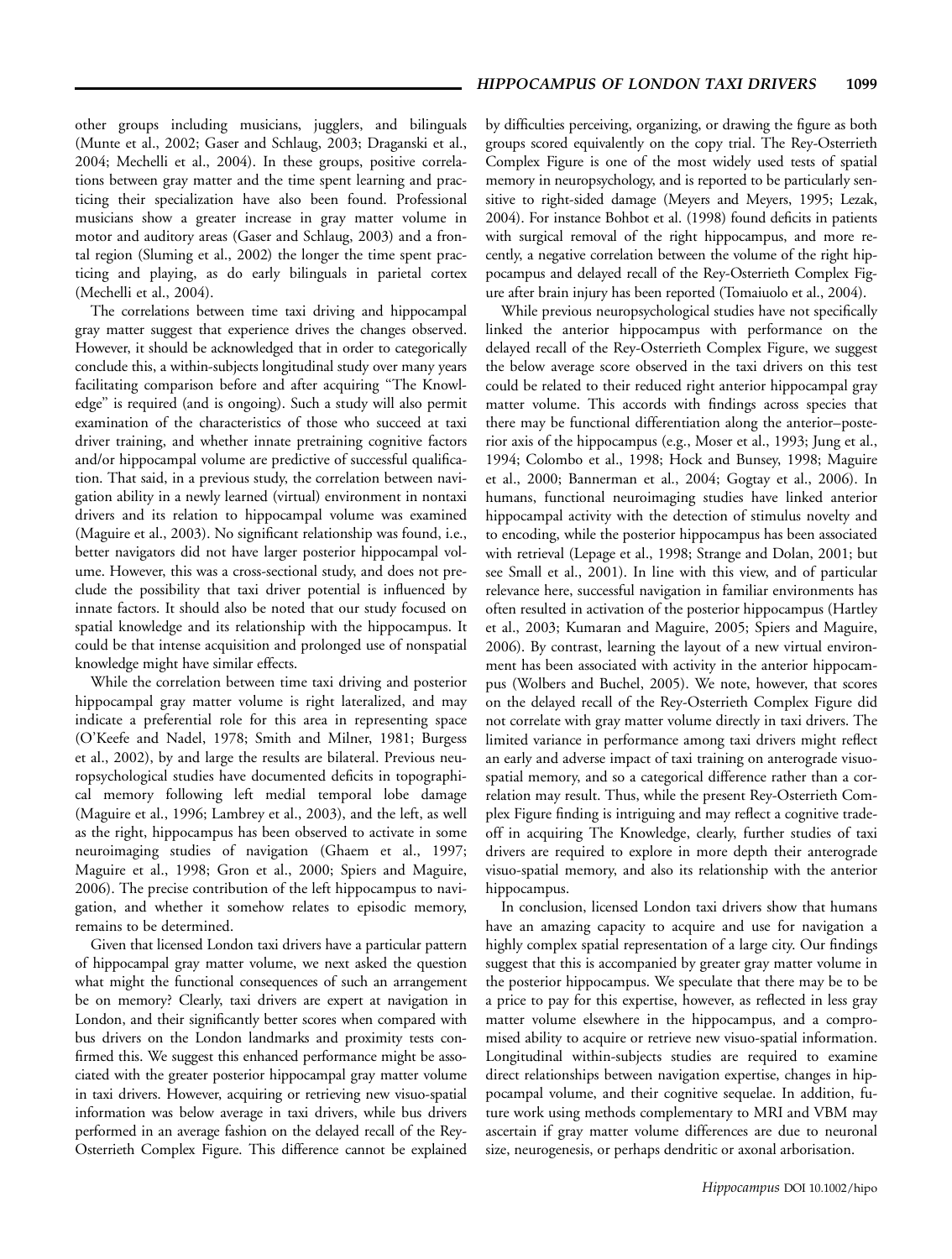other groups including musicians, jugglers, and bilinguals (Munte et al., 2002; Gaser and Schlaug, 2003; Draganski et al., 2004; Mechelli et al., 2004). In these groups, positive correlations between gray matter and the time spent learning and practicing their specialization have also been found. Professional musicians show a greater increase in gray matter volume in motor and auditory areas (Gaser and Schlaug, 2003) and a frontal region (Sluming et al., 2002) the longer the time spent practicing and playing, as do early bilinguals in parietal cortex (Mechelli et al., 2004).

The correlations between time taxi driving and hippocampal gray matter suggest that experience drives the changes observed. However, it should be acknowledged that in order to categorically conclude this, a within-subjects longitudinal study over many years facilitating comparison before and after acquiring "The Knowledge" is required (and is ongoing). Such a study will also permit examination of the characteristics of those who succeed at taxi driver training, and whether innate pretraining cognitive factors and/or hippocampal volume are predictive of successful qualification. That said, in a previous study, the correlation between navigation ability in a newly learned (virtual) environment in nontaxi drivers and its relation to hippocampal volume was examined (Maguire et al., 2003). No significant relationship was found, i.e., better navigators did not have larger posterior hippocampal volume. However, this was a cross-sectional study, and does not preclude the possibility that taxi driver potential is influenced by innate factors. It should also be noted that our study focused on spatial knowledge and its relationship with the hippocampus. It could be that intense acquisition and prolonged use of nonspatial knowledge might have similar effects.

While the correlation between time taxi driving and posterior hippocampal gray matter volume is right lateralized, and may indicate a preferential role for this area in representing space (O'Keefe and Nadel, 1978; Smith and Milner, 1981; Burgess et al., 2002), by and large the results are bilateral. Previous neuropsychological studies have documented deficits in topographical memory following left medial temporal lobe damage (Maguire et al., 1996; Lambrey et al., 2003), and the left, as well as the right, hippocampus has been observed to activate in some neuroimaging studies of navigation (Ghaem et al., 1997; Maguire et al., 1998; Gron et al., 2000; Spiers and Maguire, 2006). The precise contribution of the left hippocampus to navigation, and whether it somehow relates to episodic memory, remains to be determined.

Given that licensed London taxi drivers have a particular pattern of hippocampal gray matter volume, we next asked the question what might the functional consequences of such an arrangement be on memory? Clearly, taxi drivers are expert at navigation in London, and their significantly better scores when compared with bus drivers on the London landmarks and proximity tests confirmed this. We suggest this enhanced performance might be associated with the greater posterior hippocampal gray matter volume in taxi drivers. However, acquiring or retrieving new visuo-spatial information was below average in taxi drivers, while bus drivers performed in an average fashion on the delayed recall of the Rey-Osterrieth Complex Figure. This difference cannot be explained by difficulties perceiving, organizing, or drawing the figure as both groups scored equivalently on the copy trial. The Rey-Osterrieth Complex Figure is one of the most widely used tests of spatial memory in neuropsychology, and is reported to be particularly sensitive to right-sided damage (Meyers and Meyers, 1995; Lezak, 2004). For instance Bohbot et al. (1998) found deficits in patients with surgical removal of the right hippocampus, and more recently, a negative correlation between the volume of the right hippocampus and delayed recall of the Rey-Osterrieth Complex Figure after brain injury has been reported (Tomaiuolo et al., 2004).

While previous neuropsychological studies have not specifically linked the anterior hippocampus with performance on the delayed recall of the Rey-Osterrieth Complex Figure, we suggest the below average score observed in the taxi drivers on this test could be related to their reduced right anterior hippocampal gray matter volume. This accords with findings across species that there may be functional differentiation along the anterior–posterior axis of the hippocampus (e.g., Moser et al., 1993; Jung et al., 1994; Colombo et al., 1998; Hock and Bunsey, 1998; Maguire et al., 2000; Bannerman et al., 2004; Gogtay et al., 2006). In humans, functional neuroimaging studies have linked anterior hippocampal activity with the detection of stimulus novelty and to encoding, while the posterior hippocampus has been associated with retrieval (Lepage et al., 1998; Strange and Dolan, 2001; but see Small et al., 2001). In line with this view, and of particular relevance here, successful navigation in familiar environments has often resulted in activation of the posterior hippocampus (Hartley et al., 2003; Kumaran and Maguire, 2005; Spiers and Maguire, 2006). By contrast, learning the layout of a new virtual environment has been associated with activity in the anterior hippocampus (Wolbers and Buchel, 2005). We note, however, that scores on the delayed recall of the Rey-Osterrieth Complex Figure did not correlate with gray matter volume directly in taxi drivers. The limited variance in performance among taxi drivers might reflect an early and adverse impact of taxi training on anterograde visuo-spatial memory, and so a categorical difference rather than a correlation may result. Thus, while the present Rey-Osterrieth Complex Figure finding is intriguing and may reflect a cognitive tradeoff in acquiring The Knowledge, clearly, further studies of taxi drivers are required to explore in more depth their anterograde visuo-spatial memory, and also its relationship with the anterior hippocampus.

In conclusion, licensed London taxi drivers show that humans have an amazing capacity to acquire and use for navigation a highly complex spatial representation of a large city. Our findings suggest that this is accompanied by greater gray matter volume in the posterior hippocampus. We speculate that there may be to be a price to pay for this expertise, however, as reflected in less gray matter volume elsewhere in the hippocampus, and a compromised ability to acquire or retrieve new visuo-spatial information. Longitudinal within-subjects studies are required to examine direct relationships between navigation expertise, changes in hippocampal volume, and their cognitive sequelae. In addition, future work using methods complementary to MRI and VBM may ascertain if gray matter volume differences are due to neuronal size, neurogenesis, or perhaps dendritic or axonal arborisation.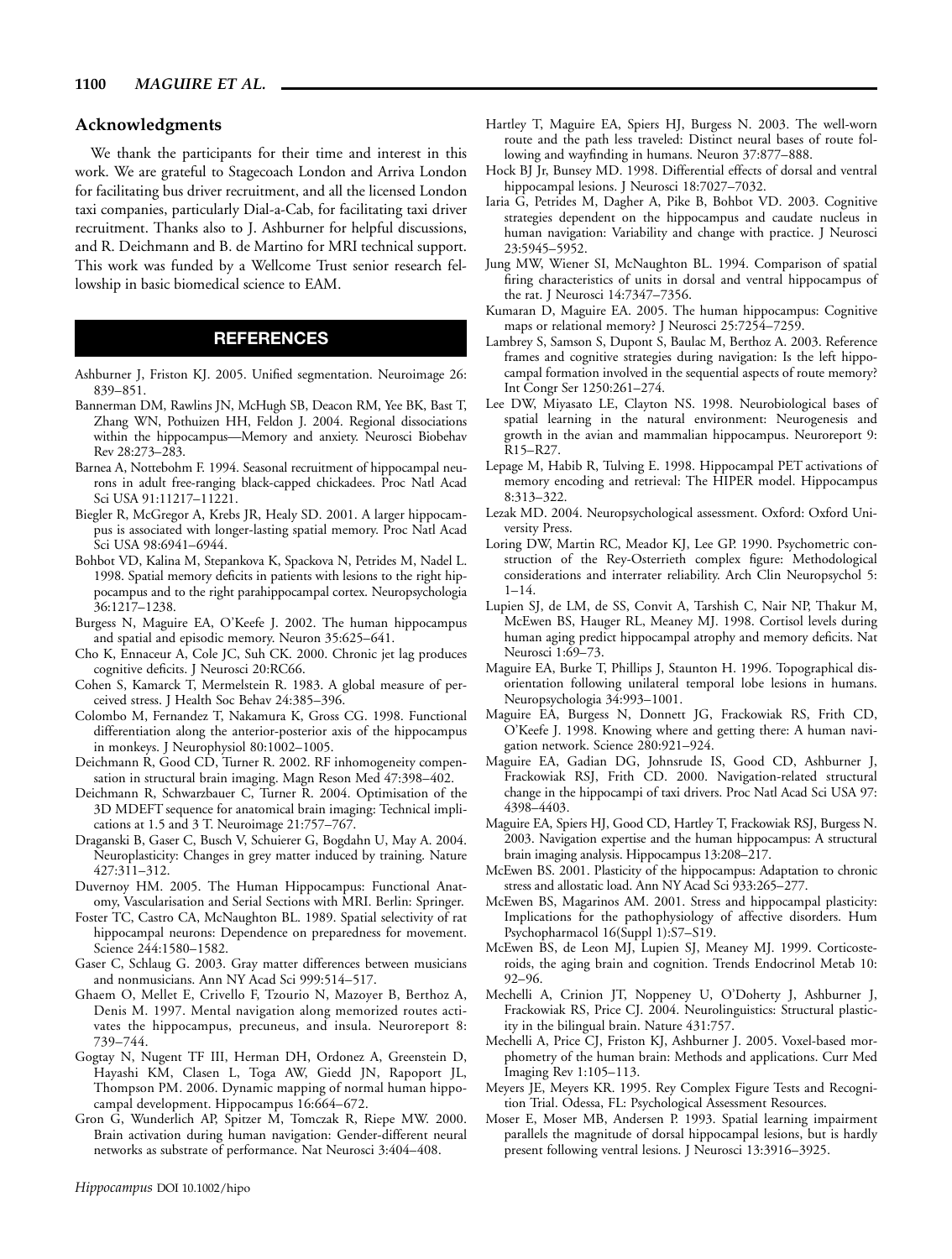## Acknowledgments

We thank the participants for their time and interest in this work. We are grateful to Stagecoach London and Arriva London for facilitating bus driver recruitment, and all the licensed London taxi companies, particularly Dial-a-Cab, for facilitating taxi driver recruitment. Thanks also to J. Ashburner for helpful discussions, and R. Deichmann and B. de Martino for MRI technical support. This work was funded by a Wellcome Trust senior research fellowship in basic biomedical science to EAM.

## REFERENCES

Ashburner J, Friston KJ. 2005. Unified segmentation. Neuroimage 26: 839–851.

Bannerman DM, Rawlins JN, McHugh SB, Deacon RM, Yee BK, Bast T, Zhang WN, Pothuizen HH, Feldon J. 2004. Regional dissociations within the hippocampus—Memory and anxiety. Neurosci Biobehav Rev 28:273–283.

Barnea A, Nottebohm F. 1994. Seasonal recruitment of hippocampal neurons in adult free-ranging black-capped chickadees. Proc Natl Acad Sci USA 91:11217–11221.

Biegler R, McGregor A, Krebs JR, Healy SD. 2001. A larger hippocampus is associated with longer-lasting spatial memory. Proc Natl Acad Sci USA 98:6941–6944.

Bohbot VD, Kalina M, Stepankova K, Spackova N, Petrides M, Nadel L. 1998. Spatial memory deficits in patients with lesions to the right hippocampus and to the right parahippocampal cortex. Neuropsychologia 36:1217–1238.

Burgess N, Maguire EA, O'Keefe J. 2002. The human hippocampus and spatial and episodic memory. Neuron 35:625–641.

Cho K, Ennaceur A, Cole JC, Suh CK. 2000. Chronic jet lag produces cognitive deficits. J Neurosci 20:RC66.

Cohen S, Kamarck T, Mermelstein R. 1983. A global measure of perceived stress. J Health Soc Behav 24:385–396.

Colombo M, Fernandez T, Nakamura K, Gross CG. 1998. Functional differentiation along the anterior-posterior axis of the hippocampus in monkeys. J Neurophysiol 80:1002–1005.

Deichmann R, Good CD, Turner R. 2002. RF inhomogeneity compensation in structural brain imaging. Magn Reson Med 47:398–402.

Deichmann R, Schwarzbauer C, Turner R. 2004. Optimisation of the 3D MDEFT sequence for anatomical brain imaging: Technical implications at 1.5 and 3 T. Neuroimage 21:757–767.

Draganski B, Gaser C, Busch V, Schuierer G, Bogdahn U, May A. 2004. Neuroplasticity: Changes in grey matter induced by training. Nature 427:311–312.

Duvernoy HM. 2005. The Human Hippocampus: Functional Anatomy, Vascularisation and Serial Sections with MRI. Berlin: Springer.

Foster TC, Castro CA, McNaughton BL. 1989. Spatial selectivity of rat hippocampal neurons: Dependence on preparedness for movement. Science 244:1580–1582.

Gaser C, Schlaug G. 2003. Gray matter differences between musicians and nonmusicians. Ann NY Acad Sci 999:514–517.

Ghaem O, Mellet E, Crivello F, Tzourio N, Mazoyer B, Berthoz A, Denis M. 1997. Mental navigation along memorized routes activates the hippocampus, precuneus, and insula. Neuroreport 8: 739–744.

Gogtay N, Nugent TF III, Herman DH, Ordonez A, Greenstein D, Hayashi KM, Clasen L, Toga AW, Giedd JN, Rapoport JL, Thompson PM. 2006. Dynamic mapping of normal human hippocampal development. Hippocampus 16:664–672.

Gron G, Wunderlich AP, Spitzer M, Tomczak R, Riepe MW. 2000. Brain activation during human navigation: Gender-different neural networks as substrate of performance. Nat Neurosci 3:404–408.

Hartley T, Maguire EA, Spiers HJ, Burgess N. 2003. The well-worn route and the path less traveled: Distinct neural bases of route following and wayfinding in humans. Neuron 37:877–888.

Hock BJ Jr, Bunsey MD. 1998. Differential effects of dorsal and ventral hippocampal lesions. J Neurosci 18:7027–7032.

Iaria G, Petrides M, Dagher A, Pike B, Bohbot VD. 2003. Cognitive strategies dependent on the hippocampus and caudate nucleus in human navigation: Variability and change with practice. J Neurosci 23:5945–5952.

Jung MW, Wiener SI, McNaughton BL. 1994. Comparison of spatial firing characteristics of units in dorsal and ventral hippocampus of the rat. J Neurosci 14:7347–7356.

Kumaran D, Maguire EA. 2005. The human hippocampus: Cognitive maps or relational memory? J Neurosci 25:7254–7259.

Lambrey S, Samson S, Dupont S, Baulac M, Berthoz A. 2003. Reference frames and cognitive strategies during navigation: Is the left hippocampal formation involved in the sequential aspects of route memory? Int Congr Ser 1250:261–274.

Lee DW, Miyasato LE, Clayton NS. 1998. Neurobiological bases of spatial learning in the natural environment: Neurogenesis and growth in the avian and mammalian hippocampus. Neuroreport 9: R15–R27.

Lepage M, Habib R, Tulving E. 1998. Hippocampal PET activations of memory encoding and retrieval: The HIPER model. Hippocampus 8:313–322.

Lezak MD. 2004. Neuropsychological assessment. Oxford: Oxford University Press.

Loring DW, Martin RC, Meador KJ, Lee GP. 1990. Psychometric construction of the Rey-Osterrieth complex figure: Methodological considerations and interrater reliability. Arch Clin Neuropsychol 5: 1–14.

Lupien SJ, de LM, de SS, Convit A, Tarshish C, Nair NP, Thakur M, McEwen BS, Hauger RL, Meaney MJ. 1998. Cortisol levels during human aging predict hippocampal atrophy and memory deficits. Nat Neurosci 1:69–73.

Maguire EA, Burke T, Phillips J, Staunton H. 1996. Topographical disorientation following unilateral temporal lobe lesions in humans. Neuropsychologia 34:993–1001.

Maguire EA, Burgess N, Donnett JG, Frackowiak RS, Frith CD, O'Keefe J. 1998. Knowing where and getting there: A human navigation network. Science 280:921–924.

Maguire EA, Gadian DG, Johnsrude IS, Good CD, Ashburner J, Frackowiak RSJ, Frith CD. 2000. Navigation-related structural change in the hippocampi of taxi drivers. Proc Natl Acad Sci USA 97: 4398–4403.

Maguire EA, Spiers HJ, Good CD, Hartley T, Frackowiak RSJ, Burgess N. 2003. Navigation expertise and the human hippocampus: A structural brain imaging analysis. Hippocampus 13:208–217.

McEwen BS. 2001. Plasticity of the hippocampus: Adaptation to chronic stress and allostatic load. Ann NY Acad Sci 933:265–277.

McEwen BS, Magarinos AM. 2001. Stress and hippocampal plasticity: Implications for the pathophysiology of affective disorders. Hum Psychopharmacol 16(Suppl 1):S7–S19.

McEwen BS, de Leon MJ, Lupien SJ, Meaney MJ. 1999. Corticosteroids, the aging brain and cognition. Trends Endocrinol Metab 10: 92–96.

Mechelli A, Crinion JT, Noppeney U, O'Doherty J, Ashburner J, Frackowiak RS, Price CJ. 2004. Neurolinguistics: Structural plasticity in the bilingual brain. Nature 431:757.

Mechelli A, Price CJ, Friston KJ, Ashburner J. 2005. Voxel-based morphometry of the human brain: Methods and applications. Curr Med Imaging Rev 1:105–113.

Meyers JE, Meyers KR. 1995. Rey Complex Figure Tests and Recognition Trial. Odessa, FL: Psychological Assessment Resources.

Moser E, Moser MB, Andersen P. 1993. Spatial learning impairment parallels the magnitude of dorsal hippocampal lesions, but is hardly present following ventral lesions. J Neurosci 13:3916–3925.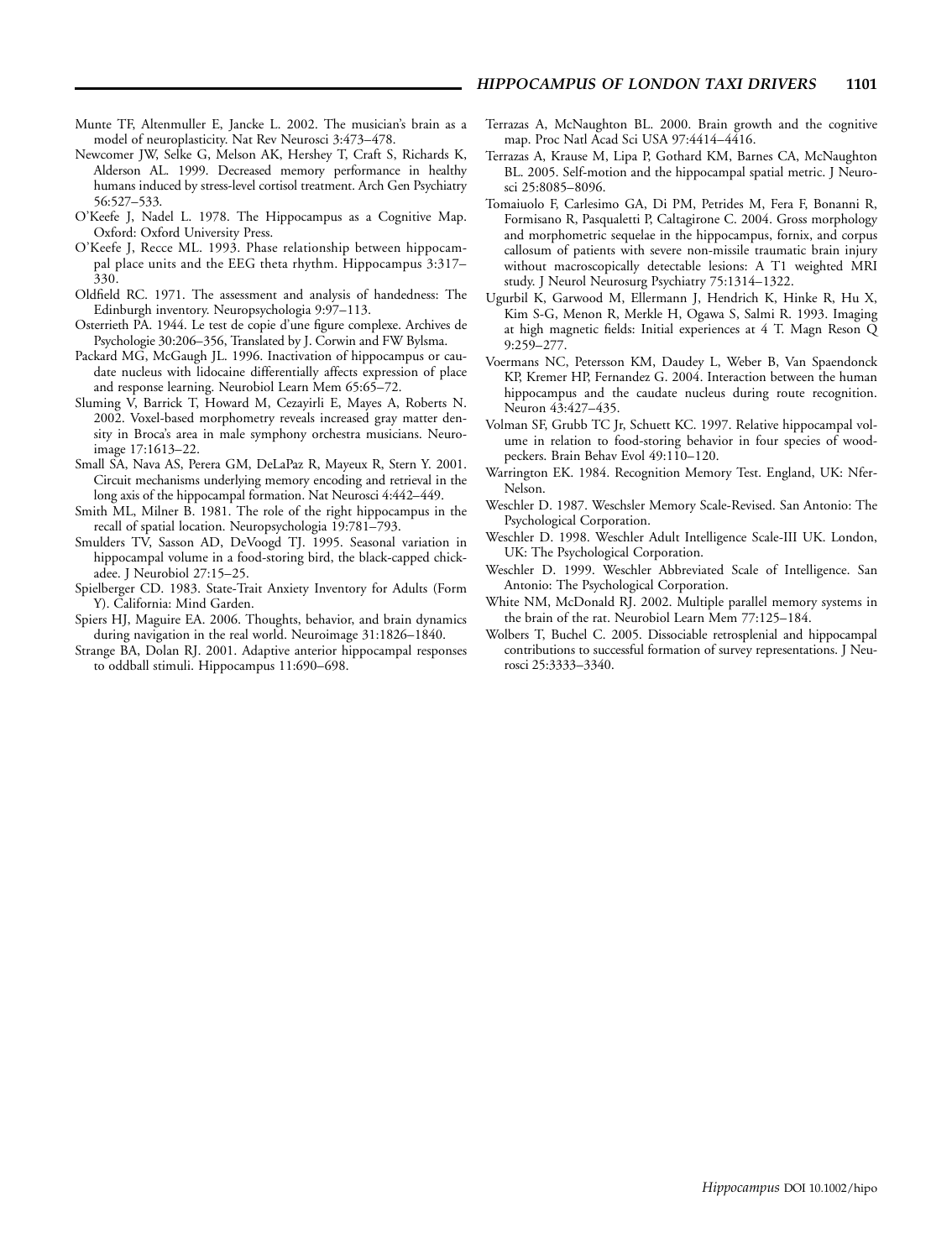Munte TF, Altenmuller E, Jancke L. 2002. The musician's brain as a model of neuroplasticity. Nat Rev Neurosci 3:473–478.

Newcomer JW, Selke G, Melson AK, Hershey T, Craft S, Richards K, Alderson AL. 1999. Decreased memory performance in healthy humans induced by stress-level cortisol treatment. Arch Gen Psychiatry 56:527–533.

O'Keefe J, Nadel L. 1978. The Hippocampus as a Cognitive Map. Oxford: Oxford University Press.

O'Keefe J, Recce ML. 1993. Phase relationship between hippocampal place units and the EEG theta rhythm. Hippocampus 3:317–330.

Oldfield RC. 1971. The assessment and analysis of handedness: The Edinburgh inventory. Neuropsychologia 9:97–113.

Osterrieth PA. 1944. Le test de copie d'une figure complexe. Archives de Psychologie 30:206–356, Translated by J. Corwin and FW Bylsma.

Packard MG, McGaugh JL. 1996. Inactivation of hippocampus or caudate nucleus with lidocaine differentially affects expression of place and response learning. Neurobiol Learn Mem 65:65–72.

Sluming V, Barrick T, Howard M, Cezayirli E, Mayes A, Roberts N. 2002. Voxel-based morphometry reveals increased gray matter density in Broca's area in male symphony orchestra musicians. Neuroimage 17:1613–22.

Small SA, Nava AS, Perera GM, DeLaPaz R, Mayeux R, Stern Y. 2001. Circuit mechanisms underlying memory encoding and retrieval in the long axis of the hippocampal formation. Nat Neurosci 4:442–449.

Smith ML, Milner B. 1981. The role of the right hippocampus in the recall of spatial location. Neuropsychologia 19:781–793.

Smulders TV, Sasson AD, DeVoogd TJ. 1995. Seasonal variation in hippocampal volume in a food-storing bird, the black-capped chickadee. J Neurobiol 27:15–25.

Spielberger CD. 1983. State-Trait Anxiety Inventory for Adults (Form Y). California: Mind Garden.

Spiers HJ, Maguire EA. 2006. Thoughts, behavior, and brain dynamics during navigation in the real world. Neuroimage 31:1826–1840.

Strange BA, Dolan RJ. 2001. Adaptive anterior hippocampal responses to oddball stimuli. Hippocampus 11:690–698.

Terrazas A, McNaughton BL. 2000. Brain growth and the cognitive map. Proc Natl Acad Sci USA 97:4414–4416.

Terrazas A, Krause M, Lipa P, Gothard KM, Barnes CA, McNaughton BL. 2005. Self-motion and the hippocampal spatial metric. J Neurosci 25:8085–8096.

Tomaiuolo F, Carlesimo GA, Di PM, Petrides M, Fera F, Bonanni R, Formisano R, Pasqualetti P, Caltagirone C. 2004. Gross morphology and morphometric sequelae in the hippocampus, fornix, and corpus callosum of patients with severe non-missile traumatic brain injury without macroscopically detectable lesions: A T1 weighted MRI study. J Neurol Neurosurg Psychiatry 75:1314–1322.

Ugurbil K, Garwood M, Ellermann J, Hendrich K, Hinke R, Hu X, Kim S-G, Menon R, Merkle H, Ogawa S, Salmi R. 1993. Imaging at high magnetic fields: Initial experiences at 4 T. Magn Reson Q 9:259–277.

Voermans NC, Petersson KM, Daudey L, Weber B, Van Spaendonck KP, Kremer HP, Fernandez G. 2004. Interaction between the human hippocampus and the caudate nucleus during route recognition. Neuron 43:427–435.

Volman SF, Grubb TC Jr, Schuett KC. 1997. Relative hippocampal volume in relation to food-storing behavior in four species of woodpeckers. Brain Behav Evol 49:110–120.

Warrington EK. 1984. Recognition Memory Test. England, UK: Nfer-Nelson.

Weschler D. 1987. Weschsler Memory Scale-Revised. San Antonio: The Psychological Corporation.

Weschler D. 1998. Weschler Adult Intelligence Scale-III UK. London, UK: The Psychological Corporation.

Weschler D. 1999. Weschler Abbreviated Scale of Intelligence. San Antonio: The Psychological Corporation.

White NM, McDonald RJ. 2002. Multiple parallel memory systems in the brain of the rat. Neurobiol Learn Mem 77:125–184.

Wolbers T, Buchel C. 2005. Dissociable retrosplenial and hippocampal contributions to successful formation of survey representations. J Neurosci 25:3333–3340.